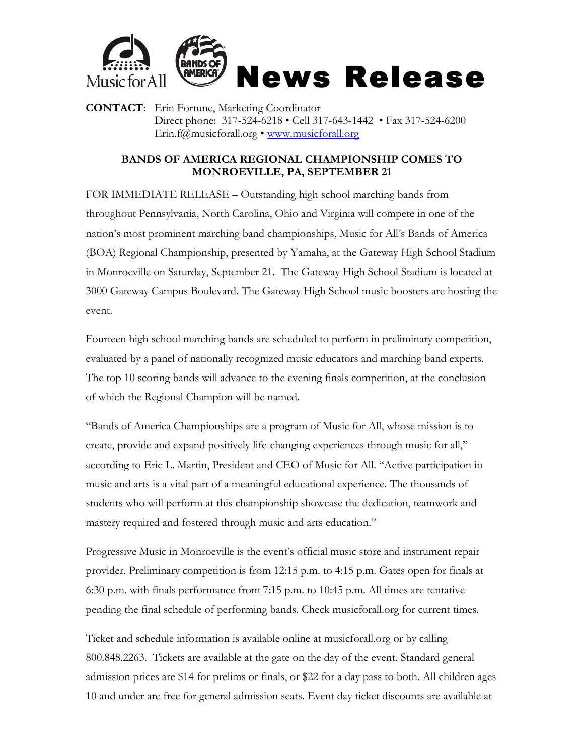Music for All  BANDS OF AMERICA

# News Release

**CONTACT**: Erin Fortune, Marketing Coordinator
Direct phone: 317-524-6218 • Cell 317-643-1442 • Fax 317-524-6200
Erin.f@musicforall.org • www.musicforall.org

## BANDS OF AMERICA REGIONAL CHAMPIONSHIP COMES TO MONROEVILLE, PA, SEPTEMBER 21

FOR IMMEDIATE RELEASE – Outstanding high school marching bands from throughout Pennsylvania, North Carolina, Ohio and Virginia will compete in one of the nation's most prominent marching band championships, Music for All's Bands of America (BOA) Regional Championship, presented by Yamaha, at the Gateway High School Stadium in Monroeville on Saturday, September 21. The Gateway High School Stadium is located at 3000 Gateway Campus Boulevard. The Gateway High School music boosters are hosting the event.

Fourteen high school marching bands are scheduled to perform in preliminary competition, evaluated by a panel of nationally recognized music educators and marching band experts. The top 10 scoring bands will advance to the evening finals competition, at the conclusion of which the Regional Champion will be named.

"Bands of America Championships are a program of Music for All, whose mission is to create, provide and expand positively life-changing experiences through music for all," according to Eric L. Martin, President and CEO of Music for All. "Active participation in music and arts is a vital part of a meaningful educational experience. The thousands of students who will perform at this championship showcase the dedication, teamwork and mastery required and fostered through music and arts education."

Progressive Music in Monroeville is the event's official music store and instrument repair provider. Preliminary competition is from 12:15 p.m. to 4:15 p.m. Gates open for finals at 6:30 p.m. with finals performance from 7:15 p.m. to 10:45 p.m. All times are tentative pending the final schedule of performing bands. Check musicforall.org for current times.

Ticket and schedule information is available online at musicforall.org or by calling 800.848.2263. Tickets are available at the gate on the day of the event. Standard general admission prices are $14 for prelims or finals, or $22 for a day pass to both. All children ages 10 and under are free for general admission seats. Event day ticket discounts are available at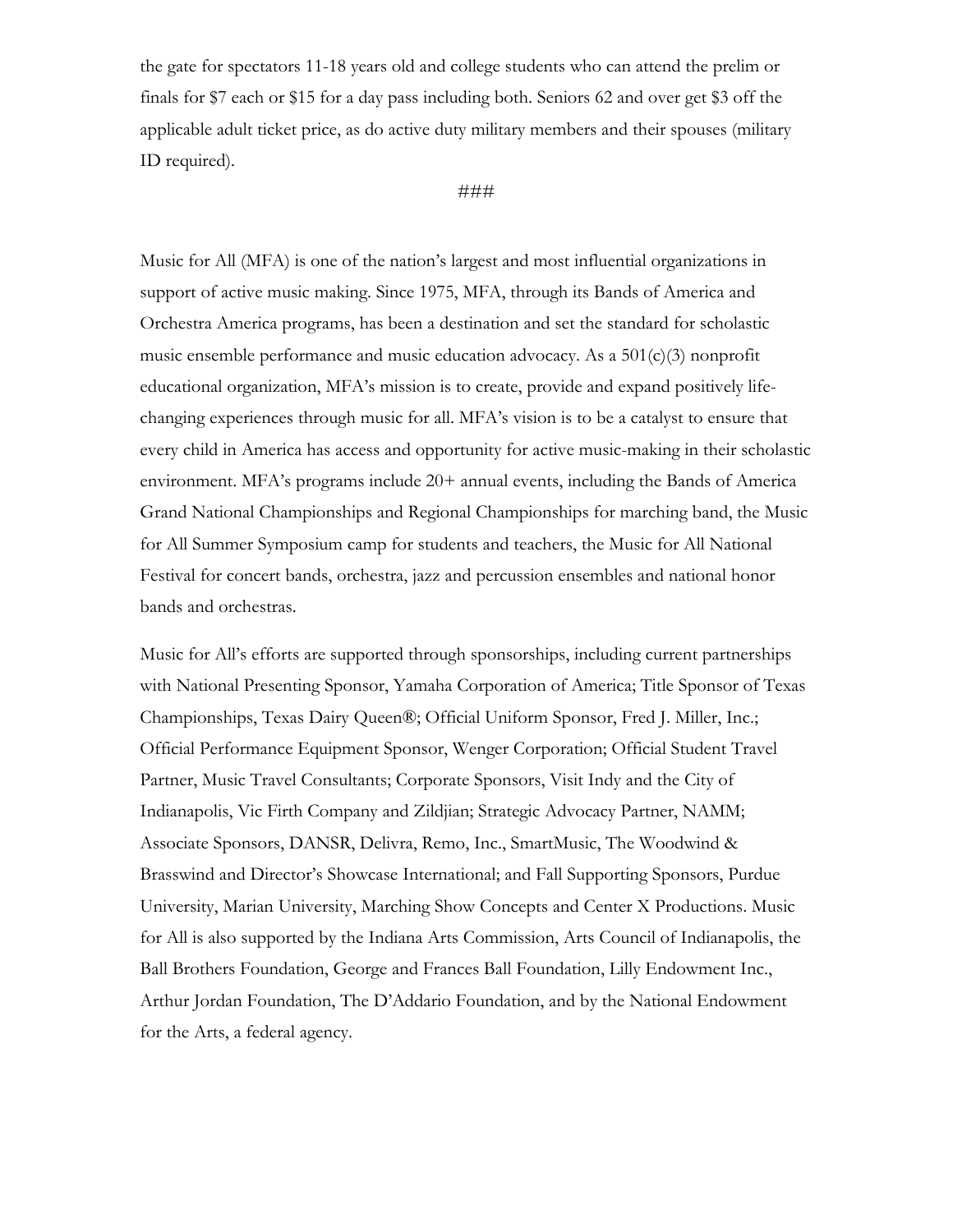the gate for spectators 11-18 years old and college students who can attend the prelim or finals for $7 each or $15 for a day pass including both. Seniors 62 and over get $3 off the applicable adult ticket price, as do active duty military members and their spouses (military ID required).

###

Music for All (MFA) is one of the nation's largest and most influential organizations in support of active music making. Since 1975, MFA, through its Bands of America and Orchestra America programs, has been a destination and set the standard for scholastic music ensemble performance and music education advocacy. As a 501(c)(3) nonprofit educational organization, MFA's mission is to create, provide and expand positively life-changing experiences through music for all. MFA's vision is to be a catalyst to ensure that every child in America has access and opportunity for active music-making in their scholastic environment. MFA's programs include 20+ annual events, including the Bands of America Grand National Championships and Regional Championships for marching band, the Music for All Summer Symposium camp for students and teachers, the Music for All National Festival for concert bands, orchestra, jazz and percussion ensembles and national honor bands and orchestras.

Music for All's efforts are supported through sponsorships, including current partnerships with National Presenting Sponsor, Yamaha Corporation of America; Title Sponsor of Texas Championships, Texas Dairy Queen®; Official Uniform Sponsor, Fred J. Miller, Inc.; Official Performance Equipment Sponsor, Wenger Corporation; Official Student Travel Partner, Music Travel Consultants; Corporate Sponsors, Visit Indy and the City of Indianapolis, Vic Firth Company and Zildjian; Strategic Advocacy Partner, NAMM; Associate Sponsors, DANSR, Delivra, Remo, Inc., SmartMusic, The Woodwind & Brasswind and Director's Showcase International; and Fall Supporting Sponsors, Purdue University, Marian University, Marching Show Concepts and Center X Productions. Music for All is also supported by the Indiana Arts Commission, Arts Council of Indianapolis, the Ball Brothers Foundation, George and Frances Ball Foundation, Lilly Endowment Inc., Arthur Jordan Foundation, The D'Addario Foundation, and by the National Endowment for the Arts, a federal agency.